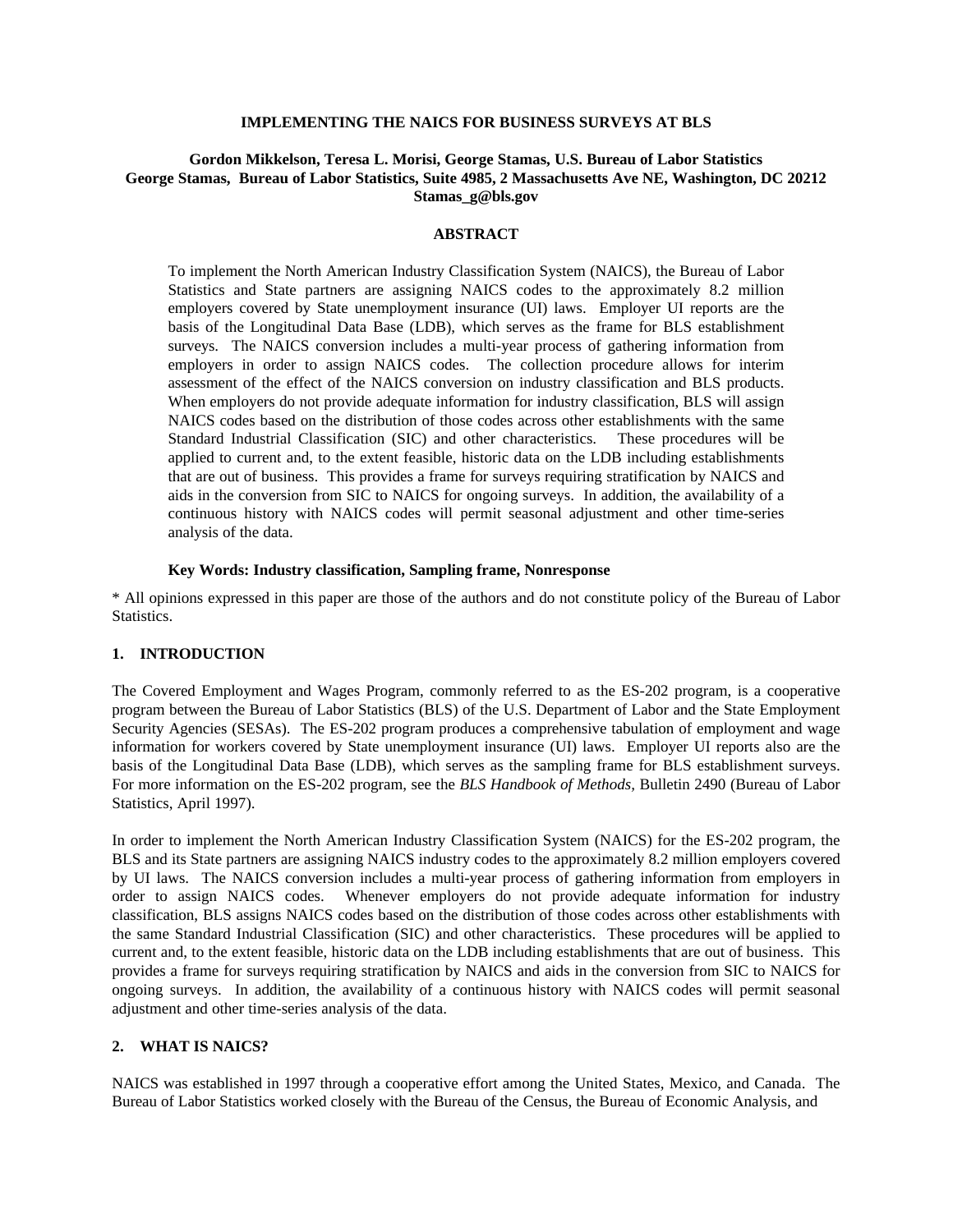# IMPLEMENTING THE NAICS FOR BUSINESS SURVEYS AT BLS

**Gordon Mikkelson, Teresa L. Morisi, George Stamas, U.S. Bureau of Labor Statistics**
**George Stamas, Bureau of Labor Statistics, Suite 4985, 2 Massachusetts Ave NE, Washington, DC 20212**
**Stamas_g@bls.gov**

## ABSTRACT

To implement the North American Industry Classification System (NAICS), the Bureau of Labor Statistics and State partners are assigning NAICS codes to the approximately 8.2 million employers covered by State unemployment insurance (UI) laws. Employer UI reports are the basis of the Longitudinal Data Base (LDB), which serves as the frame for BLS establishment surveys. The NAICS conversion includes a multi-year process of gathering information from employers in order to assign NAICS codes. The collection procedure allows for interim assessment of the effect of the NAICS conversion on industry classification and BLS products. When employers do not provide adequate information for industry classification, BLS will assign NAICS codes based on the distribution of those codes across other establishments with the same Standard Industrial Classification (SIC) and other characteristics. These procedures will be applied to current and, to the extent feasible, historic data on the LDB including establishments that are out of business. This provides a frame for surveys requiring stratification by NAICS and aids in the conversion from SIC to NAICS for ongoing surveys. In addition, the availability of a continuous history with NAICS codes will permit seasonal adjustment and other time-series analysis of the data.

**Key Words: Industry classification, Sampling frame, Nonresponse**

* All opinions expressed in this paper are those of the authors and do not constitute policy of the Bureau of Labor Statistics.

## 1. INTRODUCTION

The Covered Employment and Wages Program, commonly referred to as the ES-202 program, is a cooperative program between the Bureau of Labor Statistics (BLS) of the U.S. Department of Labor and the State Employment Security Agencies (SESAs). The ES-202 program produces a comprehensive tabulation of employment and wage information for workers covered by State unemployment insurance (UI) laws. Employer UI reports also are the basis of the Longitudinal Data Base (LDB), which serves as the sampling frame for BLS establishment surveys. For more information on the ES-202 program, see the *BLS Handbook of Methods,* Bulletin 2490 (Bureau of Labor Statistics, April 1997).

In order to implement the North American Industry Classification System (NAICS) for the ES-202 program, the BLS and its State partners are assigning NAICS industry codes to the approximately 8.2 million employers covered by UI laws. The NAICS conversion includes a multi-year process of gathering information from employers in order to assign NAICS codes. Whenever employers do not provide adequate information for industry classification, BLS assigns NAICS codes based on the distribution of those codes across other establishments with the same Standard Industrial Classification (SIC) and other characteristics. These procedures will be applied to current and, to the extent feasible, historic data on the LDB including establishments that are out of business. This provides a frame for surveys requiring stratification by NAICS and aids in the conversion from SIC to NAICS for ongoing surveys. In addition, the availability of a continuous history with NAICS codes will permit seasonal adjustment and other time-series analysis of the data.

## 2. WHAT IS NAICS?

NAICS was established in 1997 through a cooperative effort among the United States, Mexico, and Canada. The Bureau of Labor Statistics worked closely with the Bureau of the Census, the Bureau of Economic Analysis, and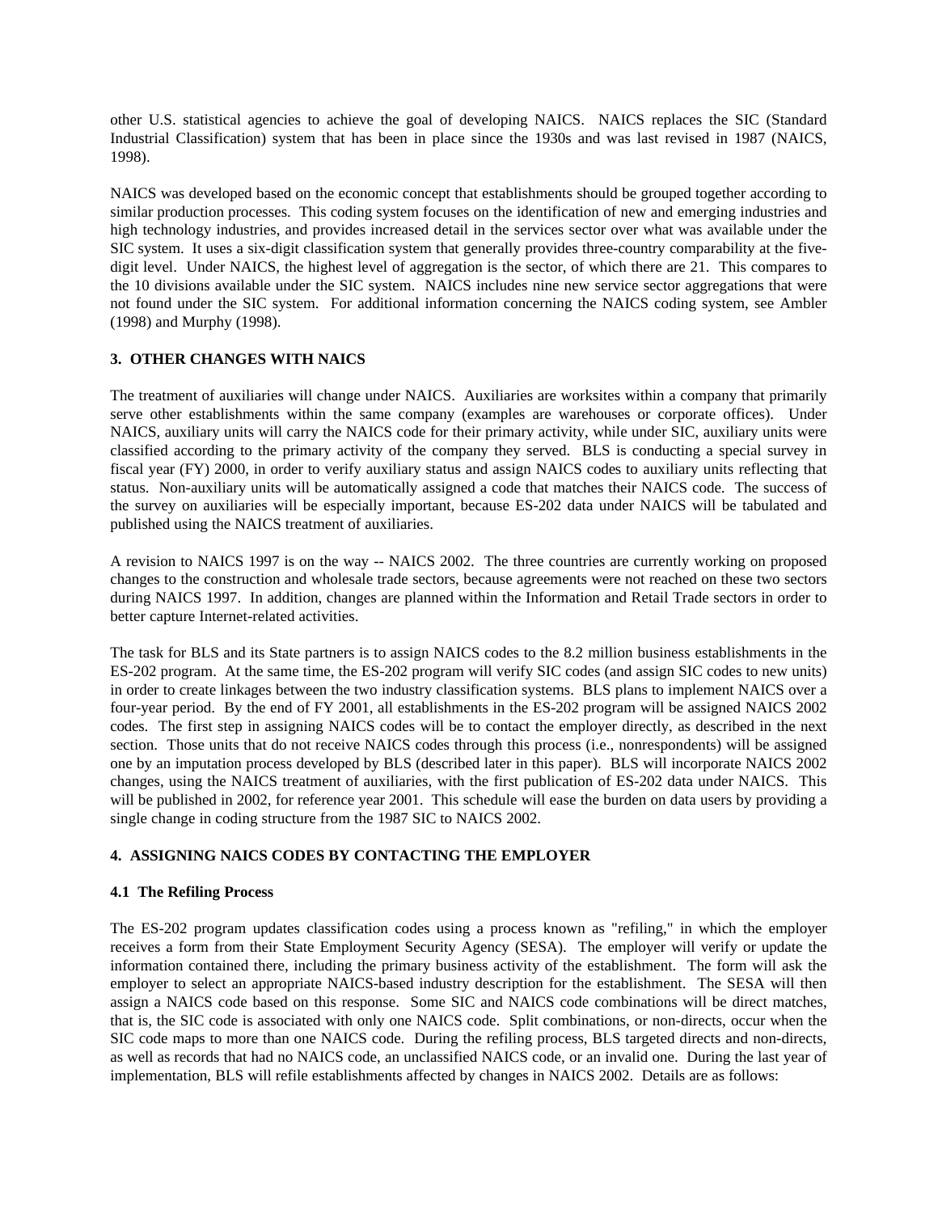other U.S. statistical agencies to achieve the goal of developing NAICS. NAICS replaces the SIC (Standard Industrial Classification) system that has been in place since the 1930s and was last revised in 1987 (NAICS, 1998).

NAICS was developed based on the economic concept that establishments should be grouped together according to similar production processes. This coding system focuses on the identification of new and emerging industries and high technology industries, and provides increased detail in the services sector over what was available under the SIC system. It uses a six-digit classification system that generally provides three-country comparability at the five-digit level. Under NAICS, the highest level of aggregation is the sector, of which there are 21. This compares to the 10 divisions available under the SIC system. NAICS includes nine new service sector aggregations that were not found under the SIC system. For additional information concerning the NAICS coding system, see Ambler (1998) and Murphy (1998).

## 3. OTHER CHANGES WITH NAICS

The treatment of auxiliaries will change under NAICS. Auxiliaries are worksites within a company that primarily serve other establishments within the same company (examples are warehouses or corporate offices). Under NAICS, auxiliary units will carry the NAICS code for their primary activity, while under SIC, auxiliary units were classified according to the primary activity of the company they served. BLS is conducting a special survey in fiscal year (FY) 2000, in order to verify auxiliary status and assign NAICS codes to auxiliary units reflecting that status. Non-auxiliary units will be automatically assigned a code that matches their NAICS code. The success of the survey on auxiliaries will be especially important, because ES-202 data under NAICS will be tabulated and published using the NAICS treatment of auxiliaries.

A revision to NAICS 1997 is on the way -- NAICS 2002. The three countries are currently working on proposed changes to the construction and wholesale trade sectors, because agreements were not reached on these two sectors during NAICS 1997. In addition, changes are planned within the Information and Retail Trade sectors in order to better capture Internet-related activities.

The task for BLS and its State partners is to assign NAICS codes to the 8.2 million business establishments in the ES-202 program. At the same time, the ES-202 program will verify SIC codes (and assign SIC codes to new units) in order to create linkages between the two industry classification systems. BLS plans to implement NAICS over a four-year period. By the end of FY 2001, all establishments in the ES-202 program will be assigned NAICS 2002 codes. The first step in assigning NAICS codes will be to contact the employer directly, as described in the next section. Those units that do not receive NAICS codes through this process (i.e., nonrespondents) will be assigned one by an imputation process developed by BLS (described later in this paper). BLS will incorporate NAICS 2002 changes, using the NAICS treatment of auxiliaries, with the first publication of ES-202 data under NAICS. This will be published in 2002, for reference year 2001. This schedule will ease the burden on data users by providing a single change in coding structure from the 1987 SIC to NAICS 2002.

## 4. ASSIGNING NAICS CODES BY CONTACTING THE EMPLOYER

### 4.1 The Refiling Process

The ES-202 program updates classification codes using a process known as "refiling," in which the employer receives a form from their State Employment Security Agency (SESA). The employer will verify or update the information contained there, including the primary business activity of the establishment. The form will ask the employer to select an appropriate NAICS-based industry description for the establishment. The SESA will then assign a NAICS code based on this response. Some SIC and NAICS code combinations will be direct matches, that is, the SIC code is associated with only one NAICS code. Split combinations, or non-directs, occur when the SIC code maps to more than one NAICS code. During the refiling process, BLS targeted directs and non-directs, as well as records that had no NAICS code, an unclassified NAICS code, or an invalid one. During the last year of implementation, BLS will refile establishments affected by changes in NAICS 2002. Details are as follows: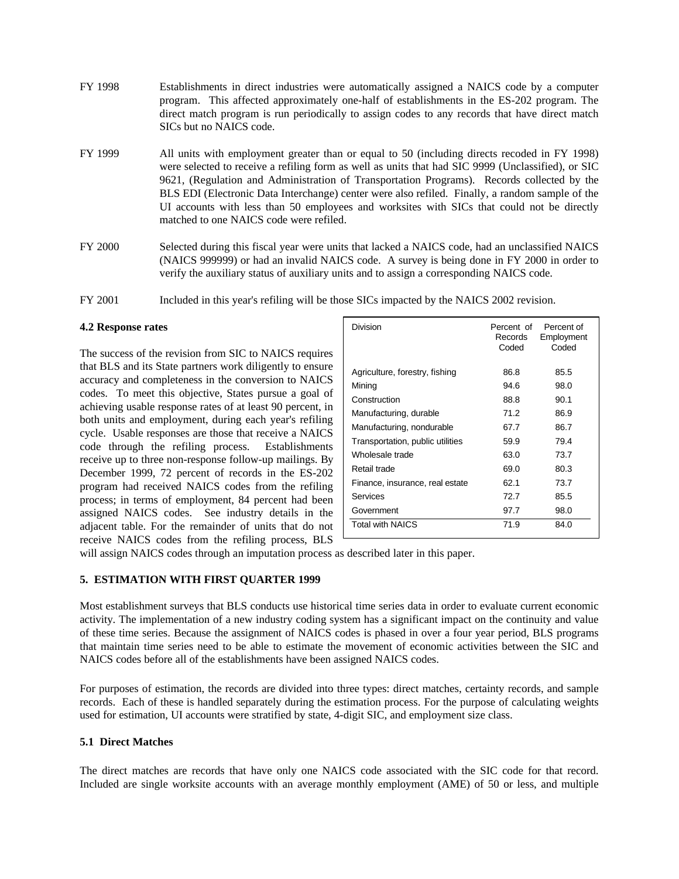FY 1998 Establishments in direct industries were automatically assigned a NAICS code by a computer program. This affected approximately one-half of establishments in the ES-202 program. The direct match program is run periodically to assign codes to any records that have direct match SICs but no NAICS code.

FY 1999 All units with employment greater than or equal to 50 (including directs recoded in FY 1998) were selected to receive a refiling form as well as units that had SIC 9999 (Unclassified), or SIC 9621, (Regulation and Administration of Transportation Programs). Records collected by the BLS EDI (Electronic Data Interchange) center were also refiled. Finally, a random sample of the UI accounts with less than 50 employees and worksites with SICs that could not be directly matched to one NAICS code were refiled.

FY 2000 Selected during this fiscal year were units that lacked a NAICS code, had an unclassified NAICS (NAICS 999999) or had an invalid NAICS code. A survey is being done in FY 2000 in order to verify the auxiliary status of auxiliary units and to assign a corresponding NAICS code.

FY 2001 Included in this year's refiling will be those SICs impacted by the NAICS 2002 revision.

**4.2 Response rates**

The success of the revision from SIC to NAICS requires that BLS and its State partners work diligently to ensure accuracy and completeness in the conversion to NAICS codes. To meet this objective, States pursue a goal of achieving usable response rates of at least 90 percent, in both units and employment, during each year's refiling cycle. Usable responses are those that receive a NAICS code through the refiling process. Establishments receive up to three non-response follow-up mailings. By December 1999, 72 percent of records in the ES-202 program had received NAICS codes from the refiling process; in terms of employment, 84 percent had been assigned NAICS codes. See industry details in the adjacent table. For the remainder of units that do not receive NAICS codes from the refiling process, BLS will assign NAICS codes through an imputation process as described later in this paper.

| Division | Percent of Records Coded | Percent of Employment Coded |
|---|---|---|
| Agriculture, forestry, fishing | 86.8 | 85.5 |
| Mining | 94.6 | 98.0 |
| Construction | 88.8 | 90.1 |
| Manufacturing, durable | 71.2 | 86.9 |
| Manufacturing, nondurable | 67.7 | 86.7 |
| Transportation, public utilities | 59.9 | 79.4 |
| Wholesale trade | 63.0 | 73.7 |
| Retail trade | 69.0 | 80.3 |
| Finance, insurance, real estate | 62.1 | 73.7 |
| Services | 72.7 | 85.5 |
| Government | 97.7 | 98.0 |
| Total with NAICS | 71.9 | 84.0 |

## 5. ESTIMATION WITH FIRST QUARTER 1999

Most establishment surveys that BLS conducts use historical time series data in order to evaluate current economic activity. The implementation of a new industry coding system has a significant impact on the continuity and value of these time series. Because the assignment of NAICS codes is phased in over a four year period, BLS programs that maintain time series need to be able to estimate the movement of economic activities between the SIC and NAICS codes before all of the establishments have been assigned NAICS codes.

For purposes of estimation, the records are divided into three types: direct matches, certainty records, and sample records. Each of these is handled separately during the estimation process. For the purpose of calculating weights used for estimation, UI accounts were stratified by state, 4-digit SIC, and employment size class.

### 5.1 Direct Matches

The direct matches are records that have only one NAICS code associated with the SIC code for that record. Included are single worksite accounts with an average monthly employment (AME) of 50 or less, and multiple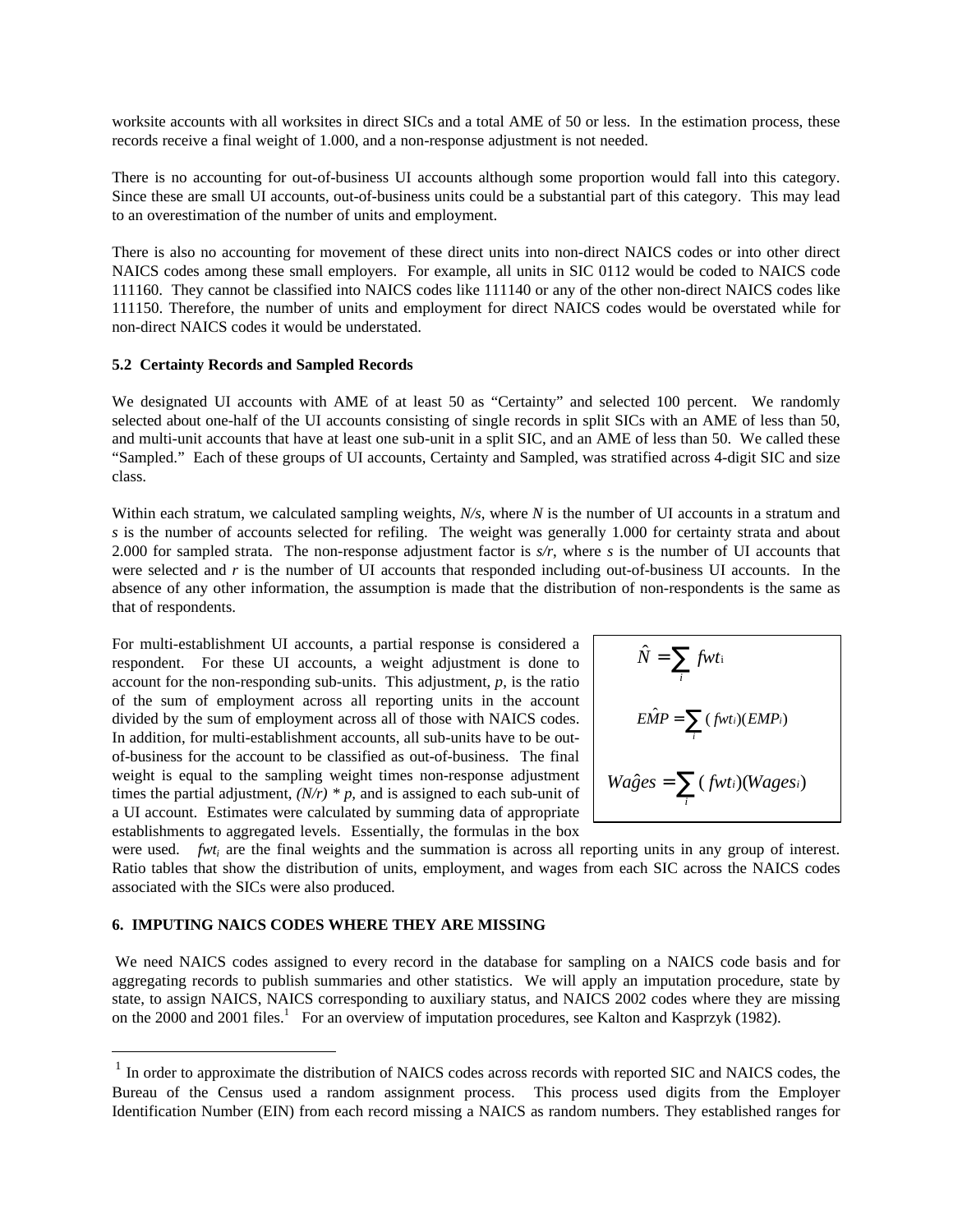worksite accounts with all worksites in direct SICs and a total AME of 50 or less. In the estimation process, these records receive a final weight of 1.000, and a non-response adjustment is not needed.

There is no accounting for out-of-business UI accounts although some proportion would fall into this category. Since these are small UI accounts, out-of-business units could be a substantial part of this category. This may lead to an overestimation of the number of units and employment.

There is also no accounting for movement of these direct units into non-direct NAICS codes or into other direct NAICS codes among these small employers. For example, all units in SIC 0112 would be coded to NAICS code 111160. They cannot be classified into NAICS codes like 111140 or any of the other non-direct NAICS codes like 111150. Therefore, the number of units and employment for direct NAICS codes would be overstated while for non-direct NAICS codes it would be understated.

### 5.2 Certainty Records and Sampled Records

We designated UI accounts with AME of at least 50 as "Certainty" and selected 100 percent. We randomly selected about one-half of the UI accounts consisting of single records in split SICs with an AME of less than 50, and multi-unit accounts that have at least one sub-unit in a split SIC, and an AME of less than 50. We called these "Sampled." Each of these groups of UI accounts, Certainty and Sampled, was stratified across 4-digit SIC and size class.

Within each stratum, we calculated sampling weights, *N/s*, where *N* is the number of UI accounts in a stratum and *s* is the number of accounts selected for refiling. The weight was generally 1.000 for certainty strata and about 2.000 for sampled strata. The non-response adjustment factor is *s/r*, where *s* is the number of UI accounts that were selected and *r* is the number of UI accounts that responded including out-of-business UI accounts. In the absence of any other information, the assumption is made that the distribution of non-respondents is the same as that of respondents.

For multi-establishment UI accounts, a partial response is considered a respondent. For these UI accounts, a weight adjustment is done to account for the non-responding sub-units. This adjustment, *p*, is the ratio of the sum of employment across all reporting units in the account divided by the sum of employment across all of those with NAICS codes. In addition, for multi-establishment accounts, all sub-units have to be out-of-business for the account to be classified as out-of-business. The final weight is equal to the sampling weight times non-response adjustment times the partial adjustment, *(N/r) \* p*, and is assigned to each sub-unit of a UI account. Estimates were calculated by summing data of appropriate establishments to aggregated levels. Essentially, the formulas in the box were used. $fwt_i$ are the final weights and the summation is across all reporting units in any group of interest. Ratio tables that show the distribution of units, employment, and wages from each SIC across the NAICS codes associated with the SICs were also produced.

$$\hat{N} = \sum_i fwt_i$$

$$\hat{EMP} = \sum_i (fwt_i)(EMP_i)$$

$$\hat{Wages} = \sum_i (fwt_i)(Wages_i)$$

## 6. IMPUTING NAICS CODES WHERE THEY ARE MISSING

We need NAICS codes assigned to every record in the database for sampling on a NAICS code basis and for aggregating records to publish summaries and other statistics. We will apply an imputation procedure, state by state, to assign NAICS, NAICS corresponding to auxiliary status, and NAICS 2002 codes where they are missing on the 2000 and 2001 files.[1] For an overview of imputation procedures, see Kalton and Kasprzyk (1982).

---

[1] In order to approximate the distribution of NAICS codes across records with reported SIC and NAICS codes, the Bureau of the Census used a random assignment process. This process used digits from the Employer Identification Number (EIN) from each record missing a NAICS as random numbers. They established ranges for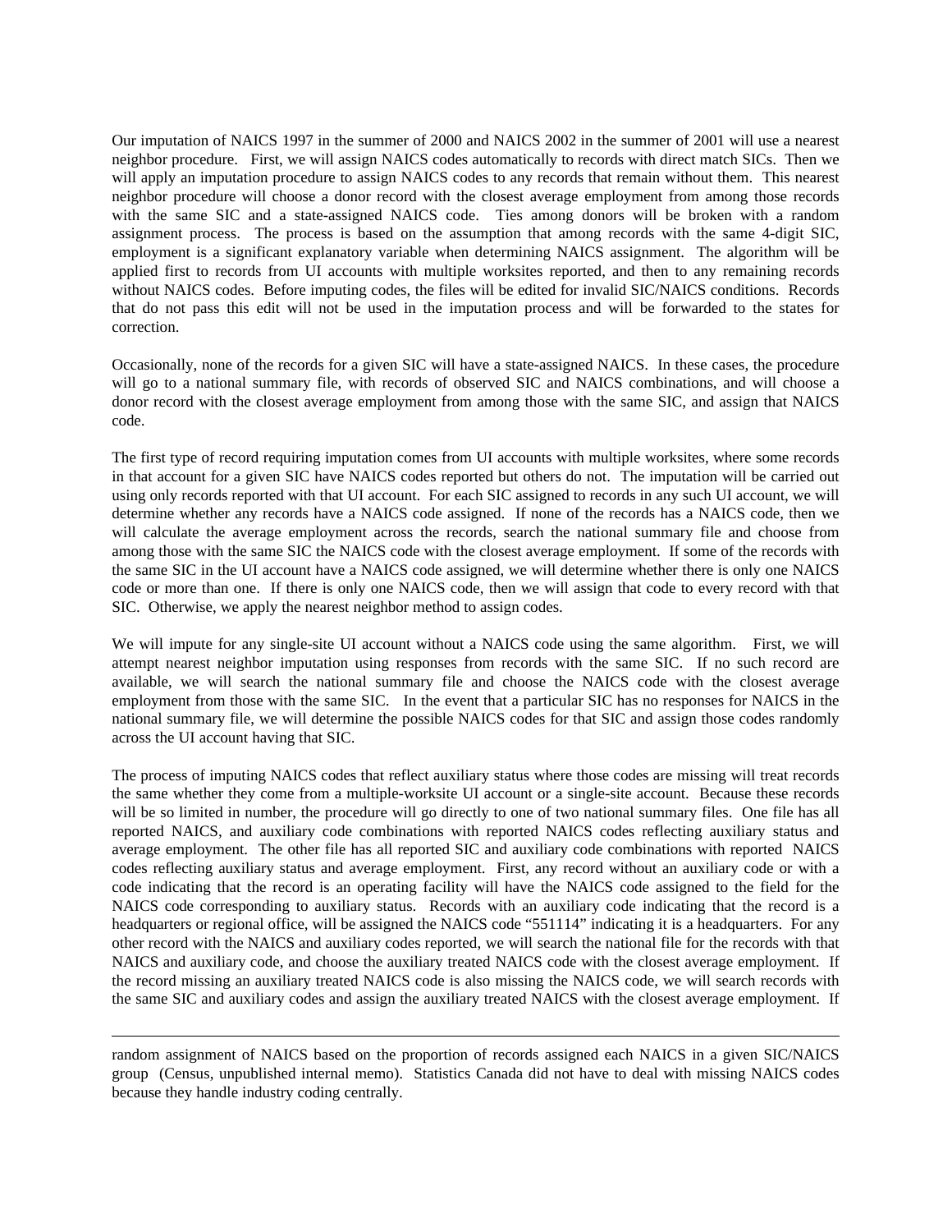Our imputation of NAICS 1997 in the summer of 2000 and NAICS 2002 in the summer of 2001 will use a nearest neighbor procedure. First, we will assign NAICS codes automatically to records with direct match SICs. Then we will apply an imputation procedure to assign NAICS codes to any records that remain without them. This nearest neighbor procedure will choose a donor record with the closest average employment from among those records with the same SIC and a state-assigned NAICS code. Ties among donors will be broken with a random assignment process. The process is based on the assumption that among records with the same 4-digit SIC, employment is a significant explanatory variable when determining NAICS assignment. The algorithm will be applied first to records from UI accounts with multiple worksites reported, and then to any remaining records without NAICS codes. Before imputing codes, the files will be edited for invalid SIC/NAICS conditions. Records that do not pass this edit will not be used in the imputation process and will be forwarded to the states for correction.

Occasionally, none of the records for a given SIC will have a state-assigned NAICS. In these cases, the procedure will go to a national summary file, with records of observed SIC and NAICS combinations, and will choose a donor record with the closest average employment from among those with the same SIC, and assign that NAICS code.

The first type of record requiring imputation comes from UI accounts with multiple worksites, where some records in that account for a given SIC have NAICS codes reported but others do not. The imputation will be carried out using only records reported with that UI account. For each SIC assigned to records in any such UI account, we will determine whether any records have a NAICS code assigned. If none of the records has a NAICS code, then we will calculate the average employment across the records, search the national summary file and choose from among those with the same SIC the NAICS code with the closest average employment. If some of the records with the same SIC in the UI account have a NAICS code assigned, we will determine whether there is only one NAICS code or more than one. If there is only one NAICS code, then we will assign that code to every record with that SIC. Otherwise, we apply the nearest neighbor method to assign codes.

We will impute for any single-site UI account without a NAICS code using the same algorithm. First, we will attempt nearest neighbor imputation using responses from records with the same SIC. If no such record are available, we will search the national summary file and choose the NAICS code with the closest average employment from those with the same SIC. In the event that a particular SIC has no responses for NAICS in the national summary file, we will determine the possible NAICS codes for that SIC and assign those codes randomly across the UI account having that SIC.

The process of imputing NAICS codes that reflect auxiliary status where those codes are missing will treat records the same whether they come from a multiple-worksite UI account or a single-site account. Because these records will be so limited in number, the procedure will go directly to one of two national summary files. One file has all reported NAICS, and auxiliary code combinations with reported NAICS codes reflecting auxiliary status and average employment. The other file has all reported SIC and auxiliary code combinations with reported NAICS codes reflecting auxiliary status and average employment. First, any record without an auxiliary code or with a code indicating that the record is an operating facility will have the NAICS code assigned to the field for the NAICS code corresponding to auxiliary status. Records with an auxiliary code indicating that the record is a headquarters or regional office, will be assigned the NAICS code "551114" indicating it is a headquarters. For any other record with the NAICS and auxiliary codes reported, we will search the national file for the records with that NAICS and auxiliary code, and choose the auxiliary treated NAICS code with the closest average employment. If the record missing an auxiliary treated NAICS code is also missing the NAICS code, we will search records with the same SIC and auxiliary codes and assign the auxiliary treated NAICS with the closest average employment. If

---

random assignment of NAICS based on the proportion of records assigned each NAICS in a given SIC/NAICS group (Census, unpublished internal memo). Statistics Canada did not have to deal with missing NAICS codes because they handle industry coding centrally.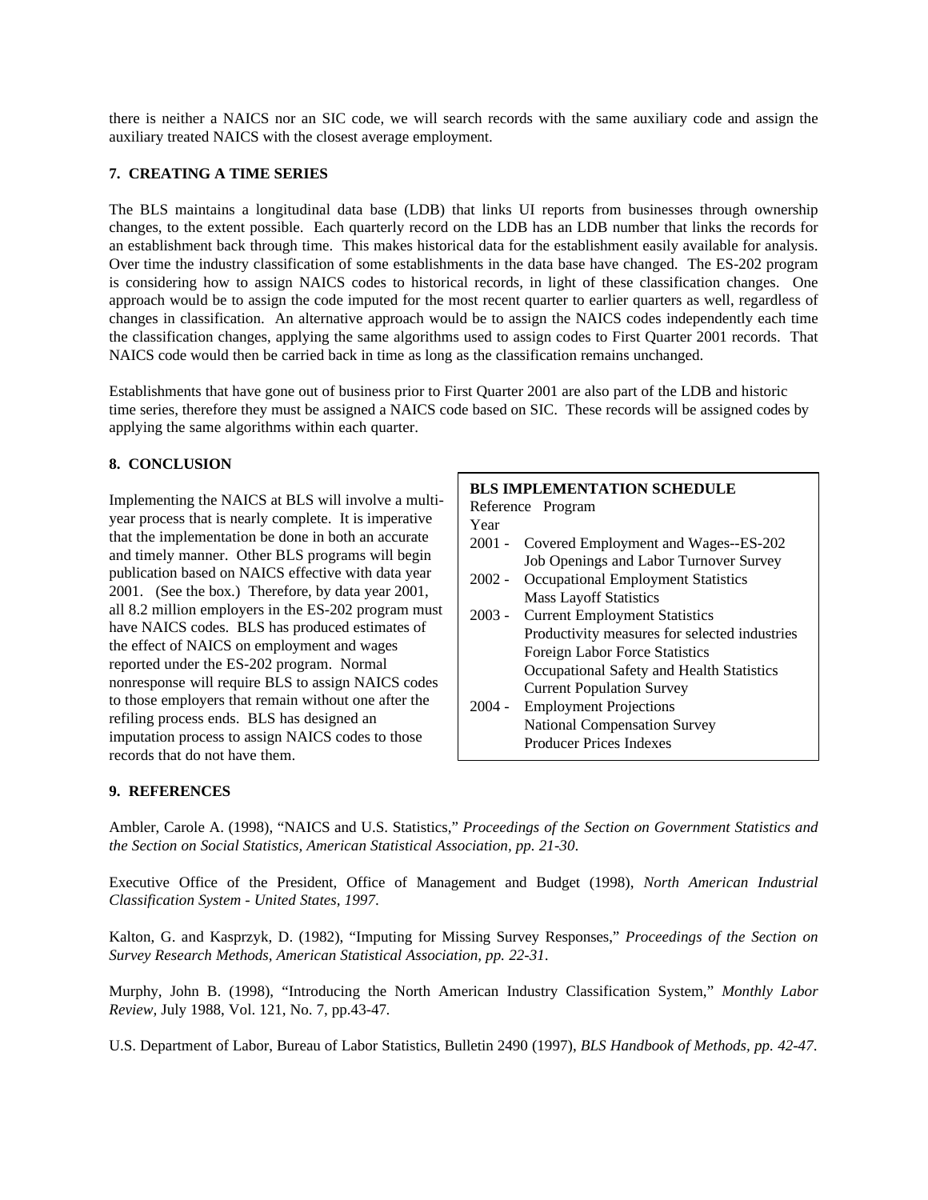there is neither a NAICS nor an SIC code, we will search records with the same auxiliary code and assign the auxiliary treated NAICS with the closest average employment.

## 7. CREATING A TIME SERIES

The BLS maintains a longitudinal data base (LDB) that links UI reports from businesses through ownership changes, to the extent possible. Each quarterly record on the LDB has an LDB number that links the records for an establishment back through time. This makes historical data for the establishment easily available for analysis. Over time the industry classification of some establishments in the data base have changed. The ES-202 program is considering how to assign NAICS codes to historical records, in light of these classification changes. One approach would be to assign the code imputed for the most recent quarter to earlier quarters as well, regardless of changes in classification. An alternative approach would be to assign the NAICS codes independently each time the classification changes, applying the same algorithms used to assign codes to First Quarter 2001 records. That NAICS code would then be carried back in time as long as the classification remains unchanged.

Establishments that have gone out of business prior to First Quarter 2001 are also part of the LDB and historic time series, therefore they must be assigned a NAICS code based on SIC. These records will be assigned codes by applying the same algorithms within each quarter.

## 8. CONCLUSION

Implementing the NAICS at BLS will involve a multi-year process that is nearly complete. It is imperative that the implementation be done in both an accurate and timely manner. Other BLS programs will begin publication based on NAICS effective with data year 2001. (See the box.) Therefore, by data year 2001, all 8.2 million employers in the ES-202 program must have NAICS codes. BLS has produced estimates of the effect of NAICS on employment and wages reported under the ES-202 program. Normal nonresponse will require BLS to assign NAICS codes to those employers that remain without one after the refiling process ends. BLS has designed an imputation process to assign NAICS codes to those records that do not have them.

**BLS IMPLEMENTATION SCHEDULE**

| Reference Year | Program |
|---|---|
| 2001 - | Covered Employment and Wages--ES-202 |
| | Job Openings and Labor Turnover Survey |
| 2002 - | Occupational Employment Statistics |
| | Mass Layoff Statistics |
| 2003 - | Current Employment Statistics |
| | Productivity measures for selected industries |
| | Foreign Labor Force Statistics |
| | Occupational Safety and Health Statistics |
| | Current Population Survey |
| 2004 - | Employment Projections |
| | National Compensation Survey |
| | Producer Prices Indexes |

## 9. REFERENCES

Ambler, Carole A. (1998), "NAICS and U.S. Statistics," *Proceedings of the Section on Government Statistics and the Section on Social Statistics, American Statistical Association, pp. 21-30.*

Executive Office of the President, Office of Management and Budget (1998), *North American Industrial Classification System - United States, 1997*.

Kalton, G. and Kasprzyk, D. (1982), "Imputing for Missing Survey Responses," *Proceedings of the Section on Survey Research Methods, American Statistical Association, pp. 22-31*.

Murphy, John B. (1998), "Introducing the North American Industry Classification System," *Monthly Labor Review*, July 1988, Vol. 121, No. 7, pp.43-47.

U.S. Department of Labor, Bureau of Labor Statistics, Bulletin 2490 (1997), *BLS Handbook of Methods, pp. 42-47*.